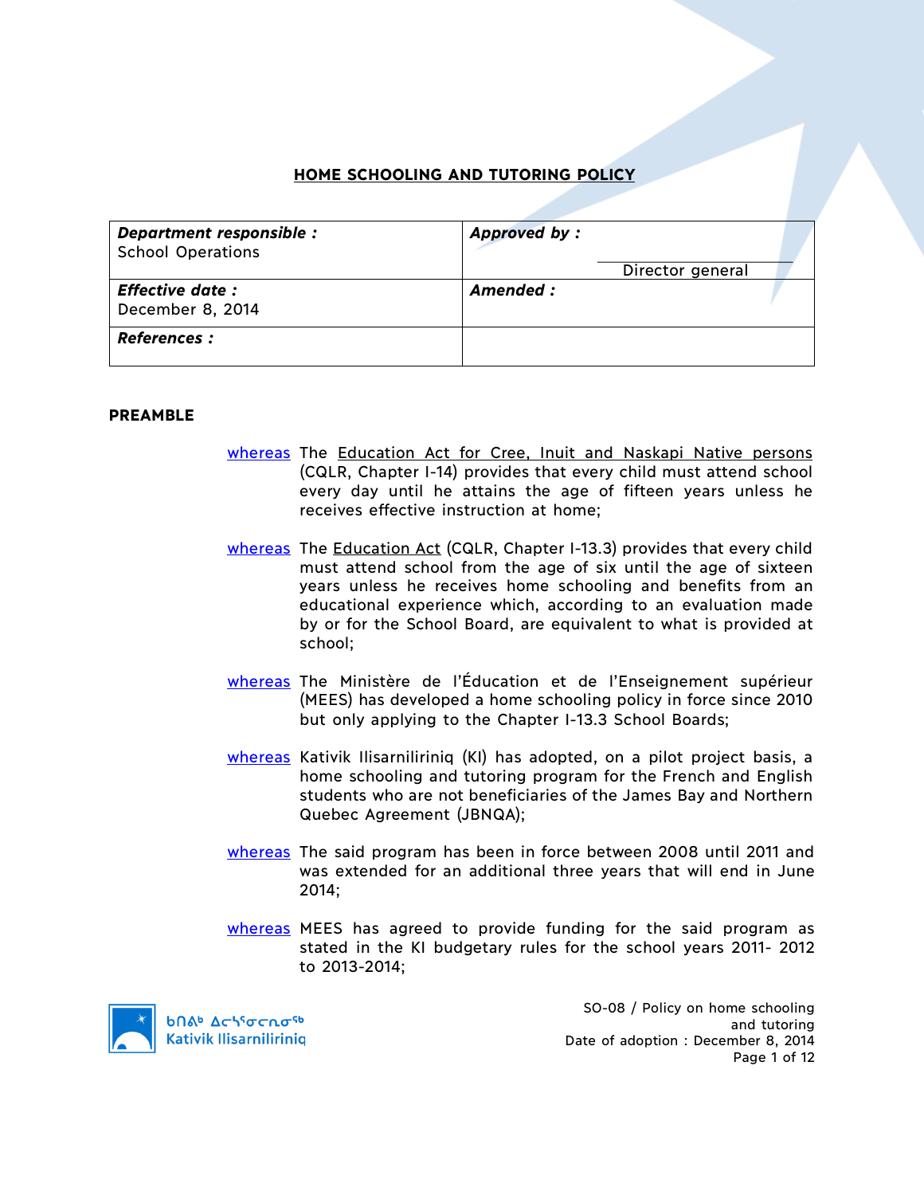# HOME SCHOOLING AND TUTORING POLICY

| **Department responsible :** School Operations | **Approved by :** Director general |
|---|---|
| **Effective date :** December 8, 2014 | **Amended :** |
| **References :** | |

## PREAMBLE

whereas The Education Act for Cree, Inuit and Naskapi Native persons (CQLR, Chapter I-14) provides that every child must attend school every day until he attains the age of fifteen years unless he receives effective instruction at home;

whereas The Education Act (CQLR, Chapter I-13.3) provides that every child must attend school from the age of six until the age of sixteen years unless he receives home schooling and benefits from an educational experience which, according to an evaluation made by or for the School Board, are equivalent to what is provided at school;

whereas The Ministère de l'Éducation et de l'Enseignement supérieur (MEES) has developed a home schooling policy in force since 2010 but only applying to the Chapter I-13.3 School Boards;

whereas Kativik Ilisarniliriniq (KI) has adopted, on a pilot project basis, a home schooling and tutoring program for the French and English students who are not beneficiaries of the James Bay and Northern Quebec Agreement (JBNQA);

whereas The said program has been in force between 2008 until 2011 and was extended for an additional three years that will end in June 2014;

whereas MEES has agreed to provide funding for the said program as stated in the KI budgetary rules for the school years 2011- 2012 to 2013-2014;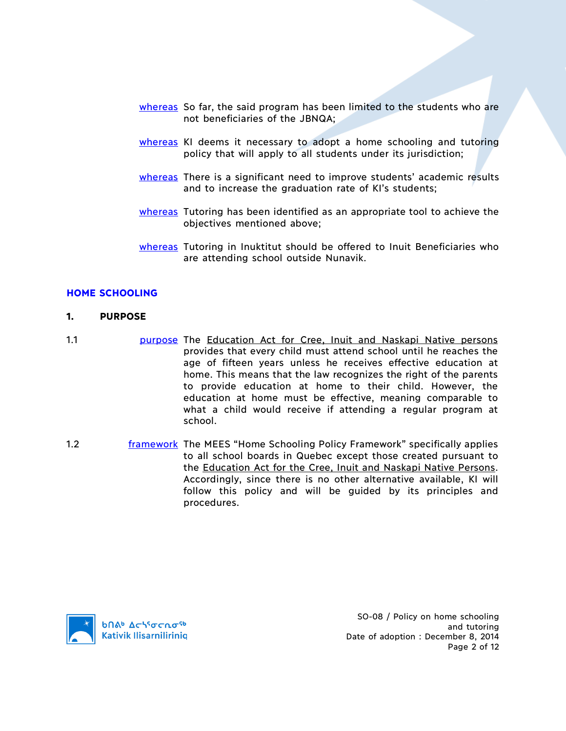whereas So far, the said program has been limited to the students who are not beneficiaries of the JBNQA;

whereas KI deems it necessary to adopt a home schooling and tutoring policy that will apply to all students under its jurisdiction;

whereas There is a significant need to improve students' academic results and to increase the graduation rate of KI's students;

whereas Tutoring has been identified as an appropriate tool to achieve the objectives mentioned above;

whereas Tutoring in Inuktitut should be offered to Inuit Beneficiaries who are attending school outside Nunavik.

## HOME SCHOOLING

### 1. PURPOSE

1.1 purpose The Education Act for Cree, Inuit and Naskapi Native persons provides that every child must attend school until he reaches the age of fifteen years unless he receives effective education at home. This means that the law recognizes the right of the parents to provide education at home to their child. However, the education at home must be effective, meaning comparable to what a child would receive if attending a regular program at school.

1.2 framework The MEES "Home Schooling Policy Framework" specifically applies to all school boards in Quebec except those created pursuant to the Education Act for the Cree, Inuit and Naskapi Native Persons. Accordingly, since there is no other alternative available, KI will follow this policy and will be guided by its principles and procedures.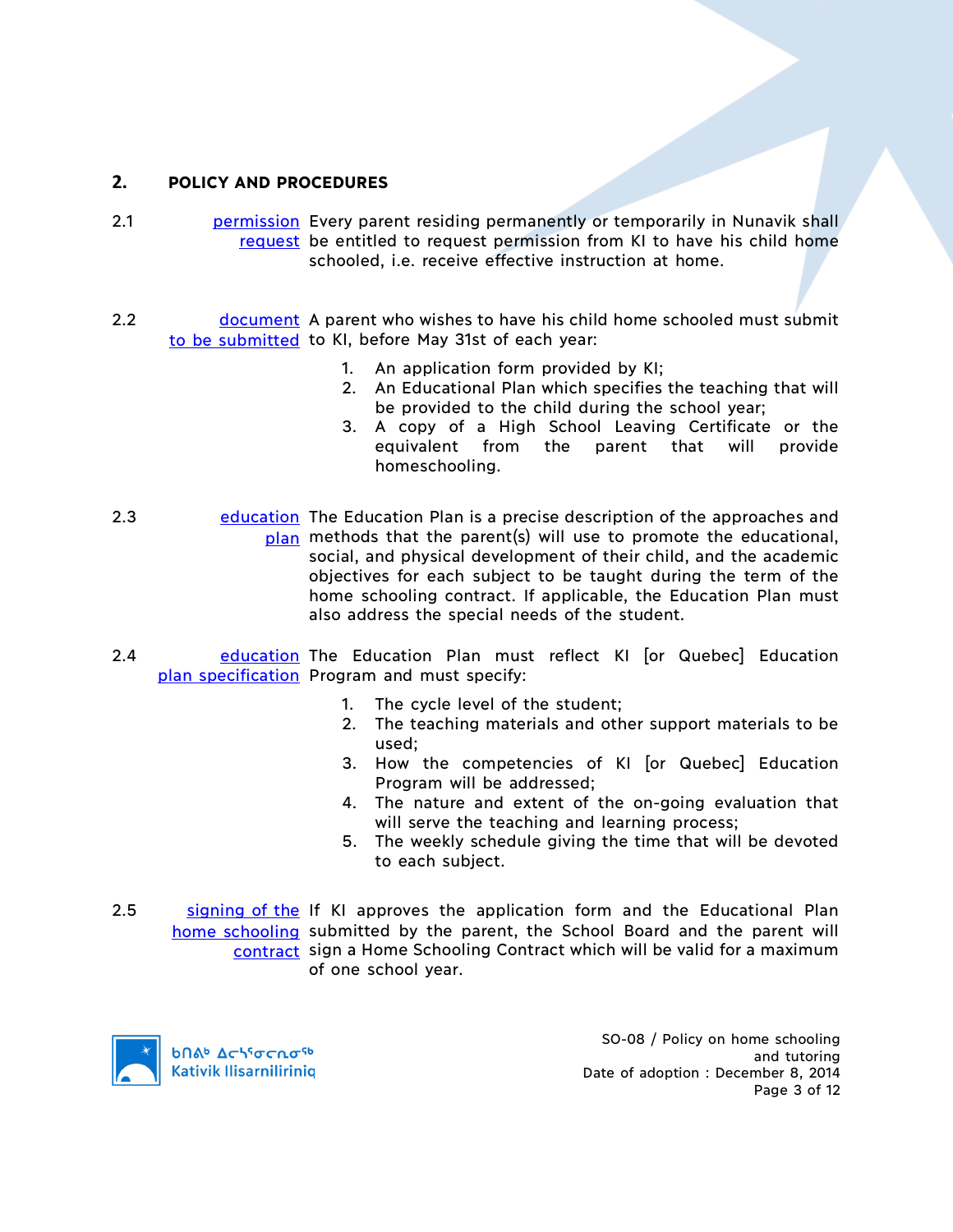## 2. POLICY AND PROCEDURES

**2.1** *permission request* — Every parent residing permanently or temporarily in Nunavik shall be entitled to request permission from KI to have his child home schooled, i.e. receive effective instruction at home.

**2.2** *document to be submitted* — A parent who wishes to have his child home schooled must submit to KI, before May 31st of each year:

1. An application form provided by KI;
2. An Educational Plan which specifies the teaching that will be provided to the child during the school year;
3. A copy of a High School Leaving Certificate or the equivalent from the parent that will provide homeschooling.

**2.3** *education plan* — The Education Plan is a precise description of the approaches and methods that the parent(s) will use to promote the educational, social, and physical development of their child, and the academic objectives for each subject to be taught during the term of the home schooling contract. If applicable, the Education Plan must also address the special needs of the student.

**2.4** *education plan specification* — The Education Plan must reflect KI [or Quebec] Education Program and must specify:

1. The cycle level of the student;
2. The teaching materials and other support materials to be used;
3. How the competencies of KI [or Quebec] Education Program will be addressed;
4. The nature and extent of the on-going evaluation that will serve the teaching and learning process;
5. The weekly schedule giving the time that will be devoted to each subject.

**2.5** *signing of the home schooling contract* — If KI approves the application form and the Educational Plan submitted by the parent, the School Board and the parent will sign a Home Schooling Contract which will be valid for a maximum of one school year.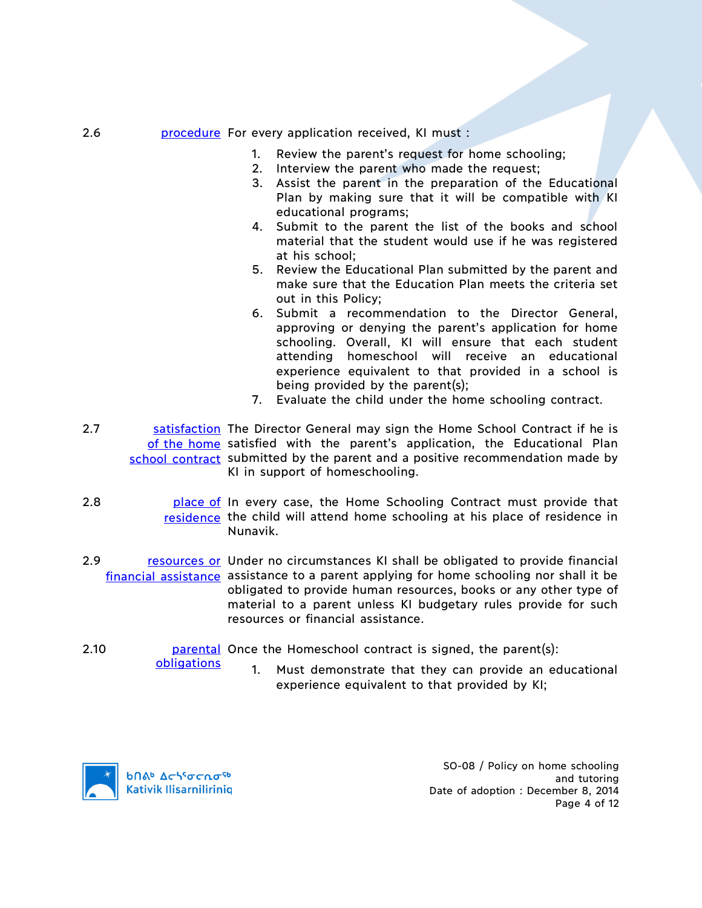2.6 **procedure** For every application received, KI must :

1. Review the parent's request for home schooling;
2. Interview the parent who made the request;
3. Assist the parent in the preparation of the Educational Plan by making sure that it will be compatible with KI educational programs;
4. Submit to the parent the list of the books and school material that the student would use if he was registered at his school;
5. Review the Educational Plan submitted by the parent and make sure that the Education Plan meets the criteria set out in this Policy;
6. Submit a recommendation to the Director General, approving or denying the parent's application for home schooling. Overall, KI will ensure that each student attending homeschool will receive an educational experience equivalent to that provided in a school is being provided by the parent(s);
7. Evaluate the child under the home schooling contract.

2.7 **satisfaction of the home school contract** The Director General may sign the Home School Contract if he is satisfied with the parent's application, the Educational Plan submitted by the parent and a positive recommendation made by KI in support of homeschooling.

2.8 **place of residence** In every case, the Home Schooling Contract must provide that the child will attend home schooling at his place of residence in Nunavik.

2.9 **resources or financial assistance** Under no circumstances KI shall be obligated to provide financial assistance to a parent applying for home schooling nor shall it be obligated to provide human resources, books or any other type of material to a parent unless KI budgetary rules provide for such resources or financial assistance.

2.10 **parental obligations** Once the Homeschool contract is signed, the parent(s):

1. Must demonstrate that they can provide an educational experience equivalent to that provided by KI;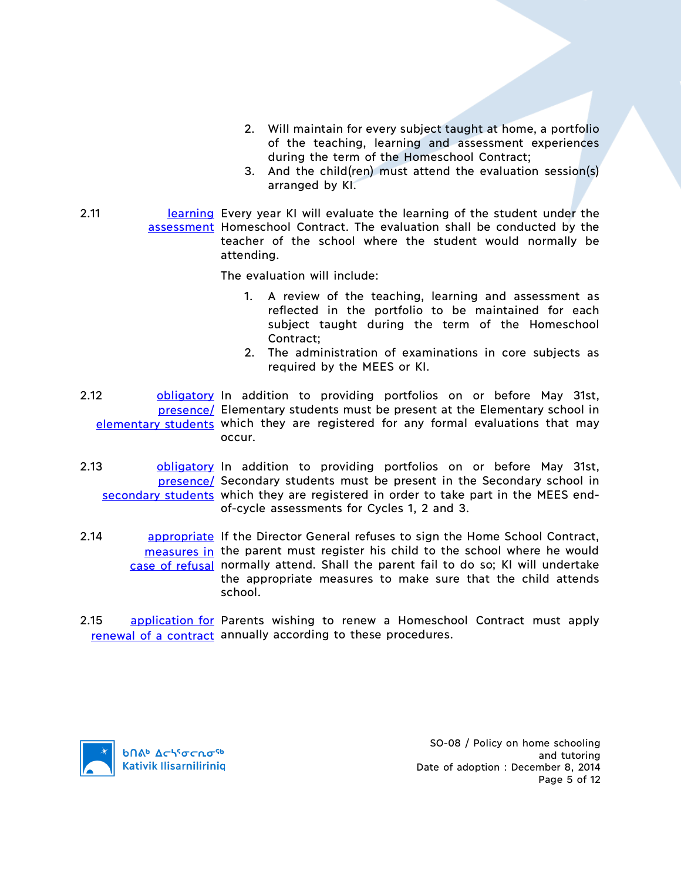2. Will maintain for every subject taught at home, a portfolio of the teaching, learning and assessment experiences during the term of the Homeschool Contract;
3. And the child(ren) must attend the evaluation session(s) arranged by KI.

2.11 learning assessment — Every year KI will evaluate the learning of the student under the Homeschool Contract. The evaluation shall be conducted by the teacher of the school where the student would normally be attending.

The evaluation will include:

1. A review of the teaching, learning and assessment as reflected in the portfolio to be maintained for each subject taught during the term of the Homeschool Contract;
2. The administration of examinations in core subjects as required by the MEES or KI.

2.12 obligatory presence/ elementary students — In addition to providing portfolios on or before May 31st, Elementary students must be present at the Elementary school in which they are registered for any formal evaluations that may occur.

2.13 obligatory presence/ secondary students — In addition to providing portfolios on or before May 31st, Secondary students must be present in the Secondary school in which they are registered in order to take part in the MEES end-of-cycle assessments for Cycles 1, 2 and 3.

2.14 appropriate measures in case of refusal — If the Director General refuses to sign the Home School Contract, the parent must register his child to the school where he would normally attend. Shall the parent fail to do so; KI will undertake the appropriate measures to make sure that the child attends school.

2.15 application for renewal of a contract — Parents wishing to renew a Homeschool Contract must apply annually according to these procedures.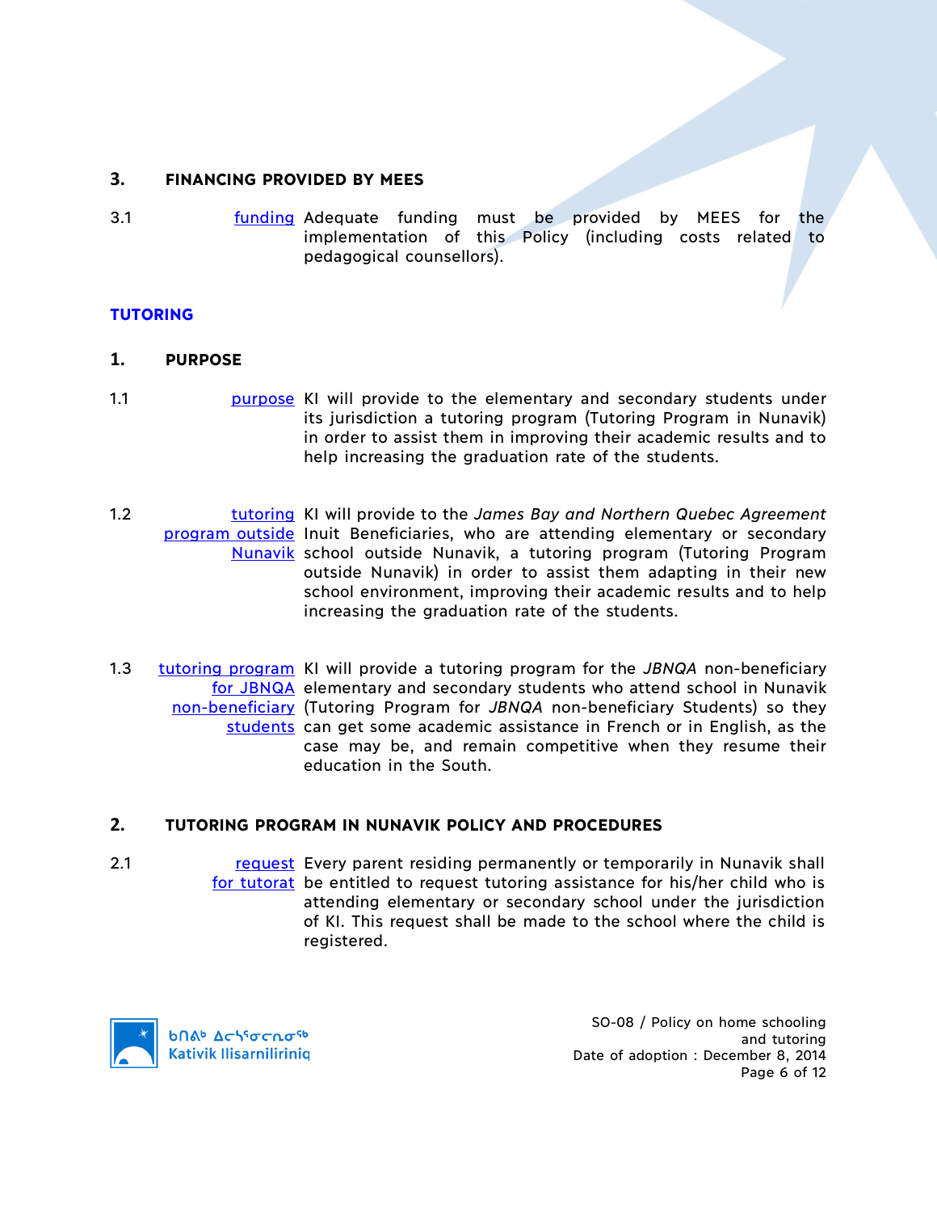### 3. FINANCING PROVIDED BY MEES

3.1 funding — Adequate funding must be provided by MEES for the implementation of this Policy (including costs related to pedagogical counsellors).

## TUTORING

### 1. PURPOSE

1.1 purpose — KI will provide to the elementary and secondary students under its jurisdiction a tutoring program (Tutoring Program in Nunavik) in order to assist them in improving their academic results and to help increasing the graduation rate of the students.

1.2 tutoring program outside Nunavik — KI will provide to the *James Bay and Northern Quebec Agreement* Inuit Beneficiaries, who are attending elementary or secondary school outside Nunavik, a tutoring program (Tutoring Program outside Nunavik) in order to assist them adapting in their new school environment, improving their academic results and to help increasing the graduation rate of the students.

1.3 tutoring program for JBNQA non-beneficiary students — KI will provide a tutoring program for the *JBNQA* non-beneficiary elementary and secondary students who attend school in Nunavik (Tutoring Program for *JBNQA* non-beneficiary Students) so they can get some academic assistance in French or in English, as the case may be, and remain competitive when they resume their education in the South.

### 2. TUTORING PROGRAM IN NUNAVIK POLICY AND PROCEDURES

2.1 request for tutorat — Every parent residing permanently or temporarily in Nunavik shall be entitled to request tutoring assistance for his/her child who is attending elementary or secondary school under the jurisdiction of KI. This request shall be made to the school where the child is registered.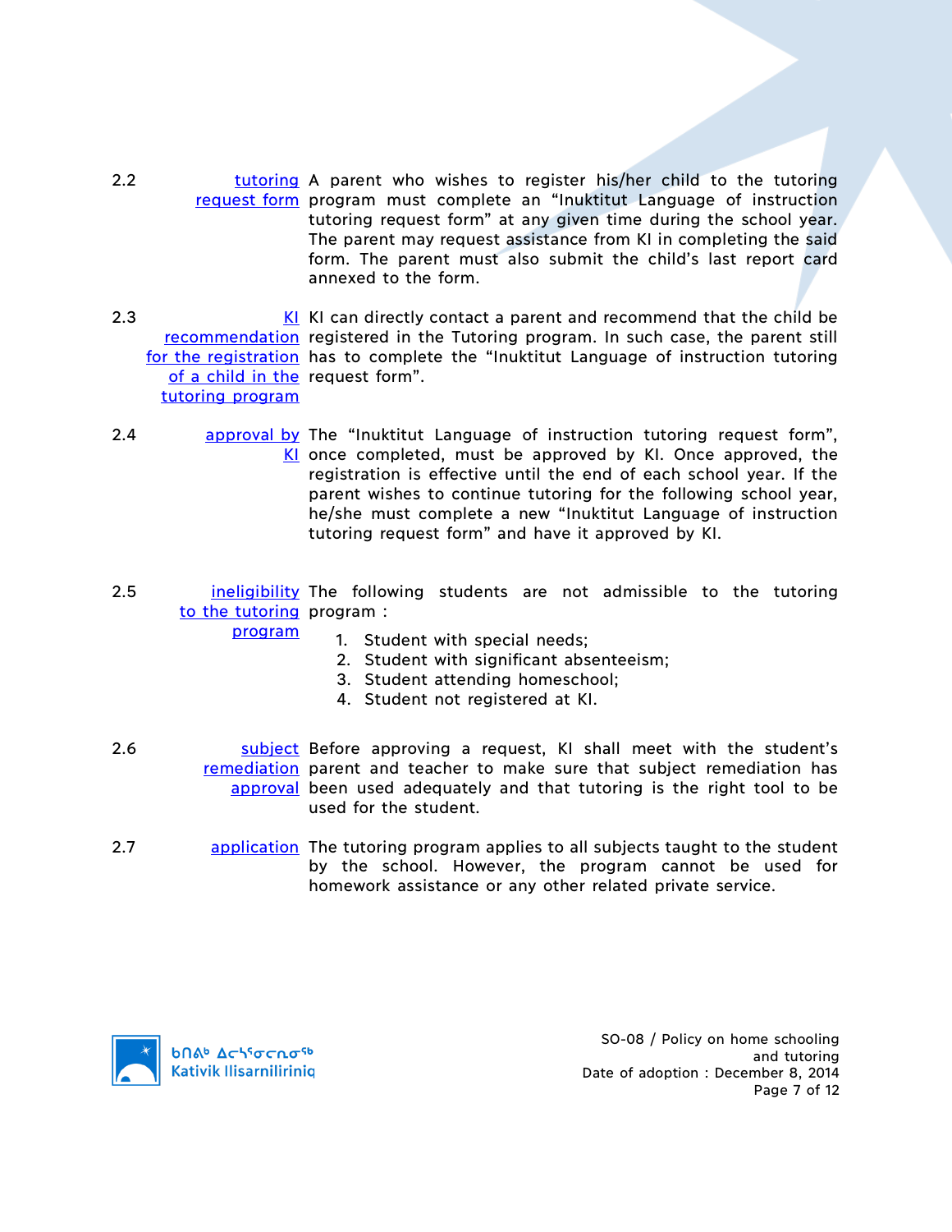2.2 **tutoring request form** A parent who wishes to register his/her child to the tutoring program must complete an "Inuktitut Language of instruction tutoring request form" at any given time during the school year. The parent may request assistance from KI in completing the said form. The parent must also submit the child's last report card annexed to the form.

2.3 **KI recommendation for the registration of a child in the tutoring program** KI can directly contact a parent and recommend that the child be registered in the Tutoring program. In such case, the parent still has to complete the "Inuktitut Language of instruction tutoring request form".

2.4 **approval by KI** The "Inuktitut Language of instruction tutoring request form", once completed, must be approved by KI. Once approved, the registration is effective until the end of each school year. If the parent wishes to continue tutoring for the following school year, he/she must complete a new "Inuktitut Language of instruction tutoring request form" and have it approved by KI.

2.5 **ineligibility to the tutoring program** The following students are not admissible to the tutoring program :

1. Student with special needs;
2. Student with significant absenteeism;
3. Student attending homeschool;
4. Student not registered at KI.

2.6 **subject remediation approval** Before approving a request, KI shall meet with the student's parent and teacher to make sure that subject remediation has been used adequately and that tutoring is the right tool to be used for the student.

2.7 **application** The tutoring program applies to all subjects taught to the student by the school. However, the program cannot be used for homework assistance or any other related private service.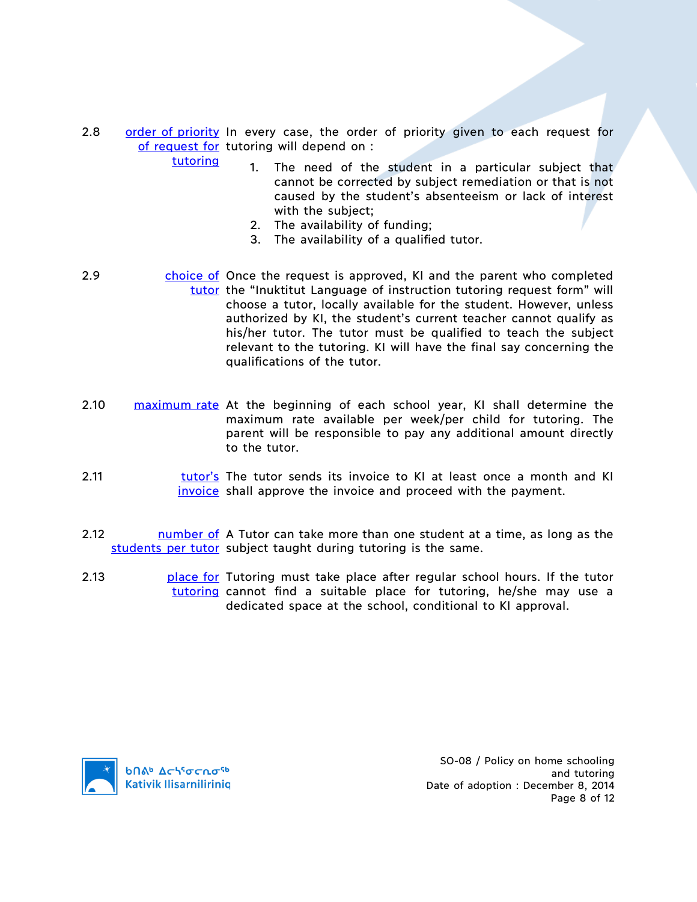2.8 **order of priority of request for tutoring** In every case, the order of priority given to each request for tutoring will depend on :

1. The need of the student in a particular subject that cannot be corrected by subject remediation or that is not caused by the student's absenteeism or lack of interest with the subject;
2. The availability of funding;
3. The availability of a qualified tutor.

2.9 **choice of tutor** Once the request is approved, KI and the parent who completed the "Inuktitut Language of instruction tutoring request form" will choose a tutor, locally available for the student. However, unless authorized by KI, the student's current teacher cannot qualify as his/her tutor. The tutor must be qualified to teach the subject relevant to the tutoring. KI will have the final say concerning the qualifications of the tutor.

2.10 **maximum rate** At the beginning of each school year, KI shall determine the maximum rate available per week/per child for tutoring. The parent will be responsible to pay any additional amount directly to the tutor.

2.11 **tutor's invoice** The tutor sends its invoice to KI at least once a month and KI shall approve the invoice and proceed with the payment.

2.12 **number of students per tutor** A Tutor can take more than one student at a time, as long as the subject taught during tutoring is the same.

2.13 **place for tutoring** Tutoring must take place after regular school hours. If the tutor cannot find a suitable place for tutoring, he/she may use a dedicated space at the school, conditional to KI approval.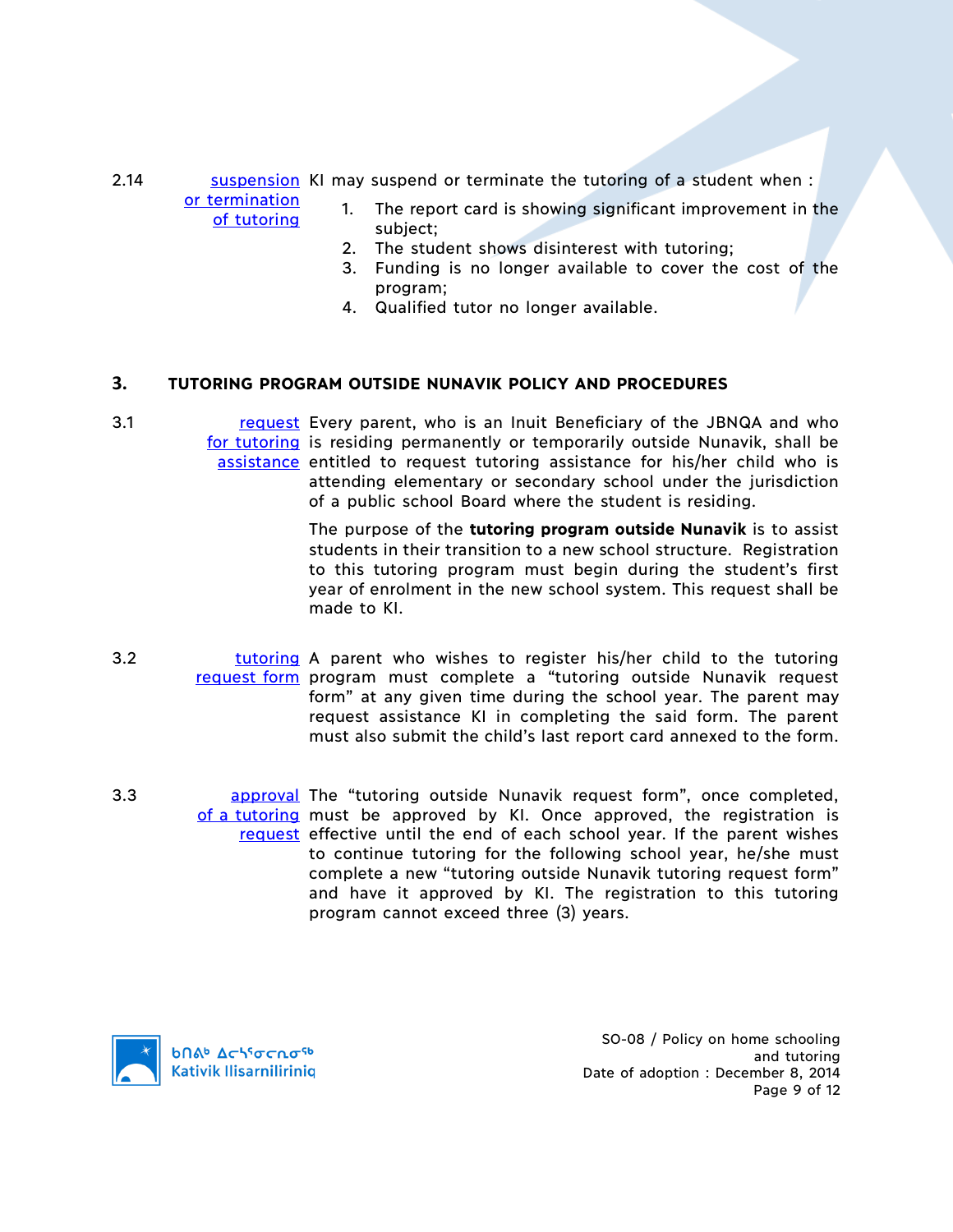2.14 **suspension or termination of tutoring** KI may suspend or terminate the tutoring of a student when :

1. The report card is showing significant improvement in the subject;
2. The student shows disinterest with tutoring;
3. Funding is no longer available to cover the cost of the program;
4. Qualified tutor no longer available.

## 3. TUTORING PROGRAM OUTSIDE NUNAVIK POLICY AND PROCEDURES

3.1 **request for tutoring assistance** Every parent, who is an Inuit Beneficiary of the JBNQA and who is residing permanently or temporarily outside Nunavik, shall be entitled to request tutoring assistance for his/her child who is attending elementary or secondary school under the jurisdiction of a public school Board where the student is residing.

The purpose of the **tutoring program outside Nunavik** is to assist students in their transition to a new school structure. Registration to this tutoring program must begin during the student's first year of enrolment in the new school system. This request shall be made to KI.

3.2 **tutoring request form** A parent who wishes to register his/her child to the tutoring program must complete a "tutoring outside Nunavik request form" at any given time during the school year. The parent may request assistance KI in completing the said form. The parent must also submit the child's last report card annexed to the form.

3.3 **approval of a tutoring request** The "tutoring outside Nunavik request form", once completed, must be approved by KI. Once approved, the registration is effective until the end of each school year. If the parent wishes to continue tutoring for the following school year, he/she must complete a new "tutoring outside Nunavik tutoring request form" and have it approved by KI. The registration to this tutoring program cannot exceed three (3) years.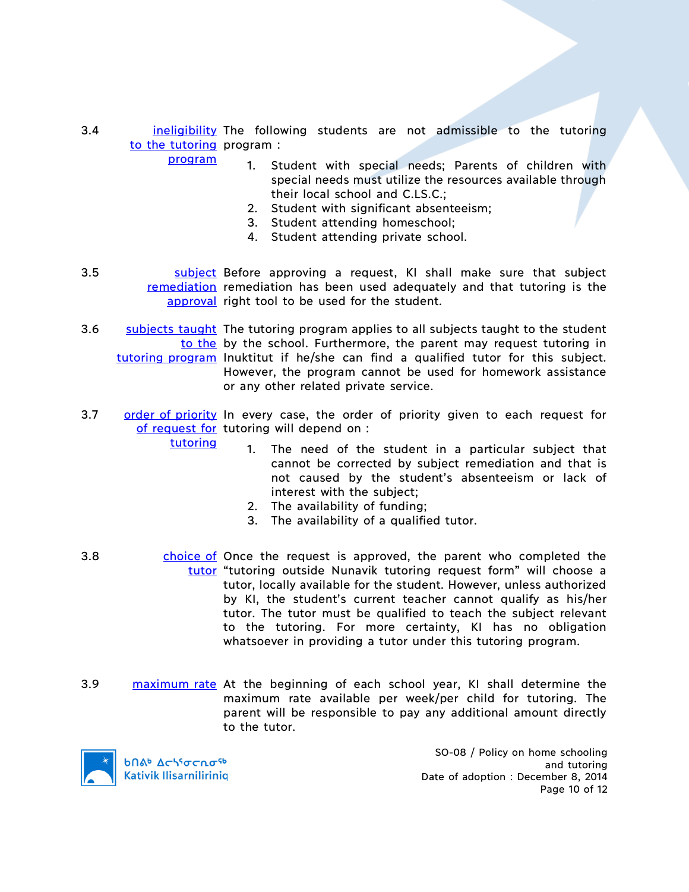**3.4 ineligibility to the tutoring program**

The following students are not admissible to the tutoring program :

1. Student with special needs; Parents of children with special needs must utilize the resources available through their local school and C.LS.C.;
2. Student with significant absenteeism;
3. Student attending homeschool;
4. Student attending private school.

**3.5 subject remediation approval**

Before approving a request, KI shall make sure that subject remediation has been used adequately and that tutoring is the right tool to be used for the student.

**3.6 subjects taught to the tutoring program**

The tutoring program applies to all subjects taught to the student by the school. Furthermore, the parent may request tutoring in Inuktitut if he/she can find a qualified tutor for this subject. However, the program cannot be used for homework assistance or any other related private service.

**3.7 order of priority of request for tutoring**

In every case, the order of priority given to each request for tutoring will depend on :

1. The need of the student in a particular subject that cannot be corrected by subject remediation and that is not caused by the student's absenteeism or lack of interest with the subject;
2. The availability of funding;
3. The availability of a qualified tutor.

**3.8 choice of tutor**

Once the request is approved, the parent who completed the "tutoring outside Nunavik tutoring request form" will choose a tutor, locally available for the student. However, unless authorized by KI, the student's current teacher cannot qualify as his/her tutor. The tutor must be qualified to teach the subject relevant to the tutoring. For more certainty, KI has no obligation whatsoever in providing a tutor under this tutoring program.

**3.9 maximum rate**

At the beginning of each school year, KI shall determine the maximum rate available per week/per child for tutoring. The parent will be responsible to pay any additional amount directly to the tutor.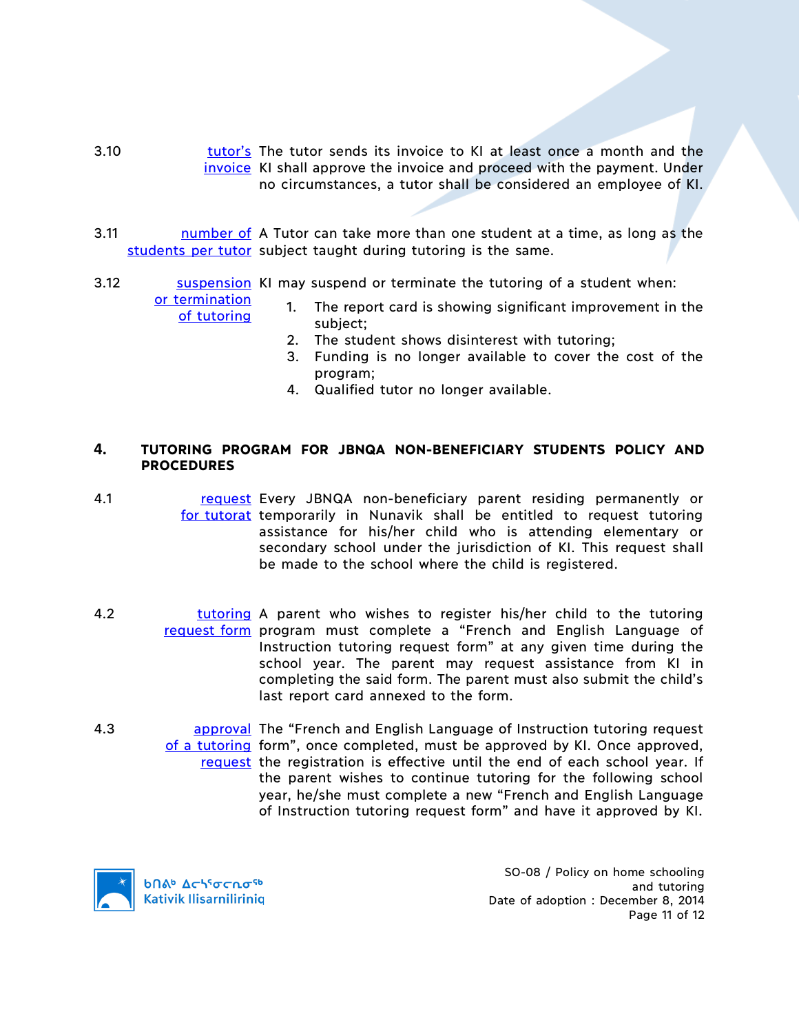3.10 [tutor's invoice] The tutor sends its invoice to KI at least once a month and the KI shall approve the invoice and proceed with the payment. Under no circumstances, a tutor shall be considered an employee of KI.

3.11 [number of students per tutor] A Tutor can take more than one student at a time, as long as the subject taught during tutoring is the same.

3.12 [suspension or termination of tutoring] KI may suspend or terminate the tutoring of a student when:

1. The report card is showing significant improvement in the subject;
2. The student shows disinterest with tutoring;
3. Funding is no longer available to cover the cost of the program;
4. Qualified tutor no longer available.

## 4. TUTORING PROGRAM FOR JBNQA NON-BENEFICIARY STUDENTS POLICY AND PROCEDURES

4.1 [request for tutorat] Every JBNQA non-beneficiary parent residing permanently or temporarily in Nunavik shall be entitled to request tutoring assistance for his/her child who is attending elementary or secondary school under the jurisdiction of KI. This request shall be made to the school where the child is registered.

4.2 [tutoring request form] A parent who wishes to register his/her child to the tutoring program must complete a "French and English Language of Instruction tutoring request form" at any given time during the school year. The parent may request assistance from KI in completing the said form. The parent must also submit the child's last report card annexed to the form.

4.3 [approval of a tutoring request] The "French and English Language of Instruction tutoring request form", once completed, must be approved by KI. Once approved, the registration is effective until the end of each school year. If the parent wishes to continue tutoring for the following school year, he/she must complete a new "French and English Language of Instruction tutoring request form" and have it approved by KI.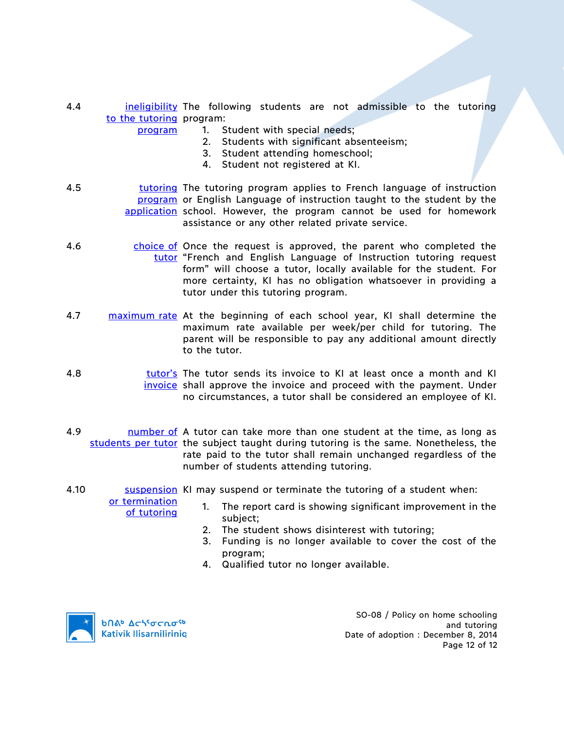4.4 ineligibility to the tutoring program

The following students are not admissible to the tutoring program:

1. Student with special needs;
2. Students with significant absenteeism;
3. Student attending homeschool;
4. Student not registered at KI.

4.5 tutoring program application

The tutoring program applies to French language of instruction or English Language of instruction taught to the student by the school. However, the program cannot be used for homework assistance or any other related private service.

4.6 choice of tutor

Once the request is approved, the parent who completed the "French and English Language of Instruction tutoring request form" will choose a tutor, locally available for the student. For more certainty, KI has no obligation whatsoever in providing a tutor under this tutoring program.

4.7 maximum rate

At the beginning of each school year, KI shall determine the maximum rate available per week/per child for tutoring. The parent will be responsible to pay any additional amount directly to the tutor.

4.8 tutor's invoice

The tutor sends its invoice to KI at least once a month and KI shall approve the invoice and proceed with the payment. Under no circumstances, a tutor shall be considered an employee of KI.

4.9 number of students per tutor

A tutor can take more than one student at the time, as long as the subject taught during tutoring is the same. Nonetheless, the rate paid to the tutor shall remain unchanged regardless of the number of students attending tutoring.

4.10 suspension or termination of tutoring

KI may suspend or terminate the tutoring of a student when:

1. The report card is showing significant improvement in the subject;
2. The student shows disinterest with tutoring;
3. Funding is no longer available to cover the cost of the program;
4. Qualified tutor no longer available.